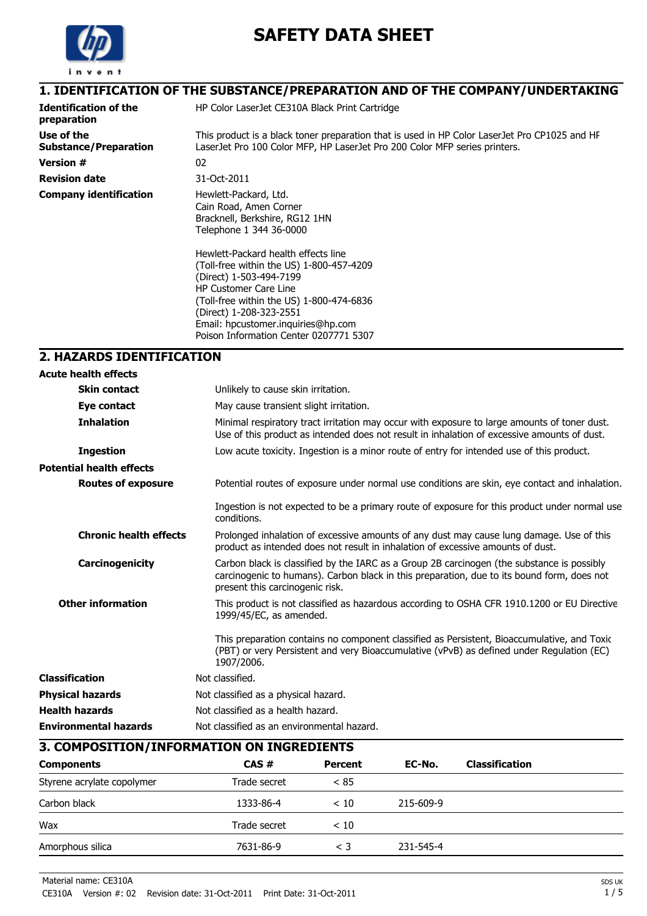# SAFETY DATA SHEET

## 1. IDENTIFICATION OF THE SUBSTANCE/PREPARATION AND OF THE COMPANY/UNDERTAKING

**Identification of the preparation**
HP Color LaserJet CE310A Black Print Cartridge

**Use of the Substance/Preparation**
This product is a black toner preparation that is used in HP Color LaserJet Pro CP1025 and HP LaserJet Pro 100 Color MFP, HP LaserJet Pro 200 Color MFP series printers.

**Version #**
02

**Revision date**
31-Oct-2011

**Company identification**
Hewlett-Packard, Ltd.
Cain Road, Amen Corner
Bracknell, Berkshire, RG12 1HN
Telephone 1 344 36-0000

Hewlett-Packard health effects line
(Toll-free within the US) 1-800-457-4209
(Direct) 1-503-494-7199
HP Customer Care Line
(Toll-free within the US) 1-800-474-6836
(Direct) 1-208-323-2551
Email: hpcustomer.inquiries@hp.com
Poison Information Center 0207771 5307

## 2. HAZARDS IDENTIFICATION

**Acute health effects**

**Skin contact**
Unlikely to cause skin irritation.

**Eye contact**
May cause transient slight irritation.

**Inhalation**
Minimal respiratory tract irritation may occur with exposure to large amounts of toner dust. Use of this product as intended does not result in inhalation of excessive amounts of dust.

**Ingestion**
Low acute toxicity. Ingestion is a minor route of entry for intended use of this product.

**Potential health effects**

**Routes of exposure**
Potential routes of exposure under normal use conditions are skin, eye contact and inhalation.

Ingestion is not expected to be a primary route of exposure for this product under normal use conditions.

**Chronic health effects**
Prolonged inhalation of excessive amounts of any dust may cause lung damage. Use of this product as intended does not result in inhalation of excessive amounts of dust.

**Carcinogenicity**
Carbon black is classified by the IARC as a Group 2B carcinogen (the substance is possibly carcinogenic to humans). Carbon black in this preparation, due to its bound form, does not present this carcinogenic risk.

**Other information**
This product is not classified as hazardous according to OSHA CFR 1910.1200 or EU Directive 1999/45/EC, as amended.

This preparation contains no component classified as Persistent, Bioaccumulative, and Toxic (PBT) or very Persistent and very Bioaccumulative (vPvB) as defined under Regulation (EC) 1907/2006.

**Classification**
Not classified.

**Physical hazards**
Not classified as a physical hazard.

**Health hazards**
Not classified as a health hazard.

**Environmental hazards**
Not classified as an environmental hazard.

## 3. COMPOSITION/INFORMATION ON INGREDIENTS

| Components | CAS # | Percent | EC-No. | Classification |
|---|---|---|---|---|
| Styrene acrylate copolymer | Trade secret | < 85 | | |
| Carbon black | 1333-86-4 | < 10 | 215-609-9 | |
| Wax | Trade secret | < 10 | | |
| Amorphous silica | 7631-86-9 | < 3 | 231-545-4 | |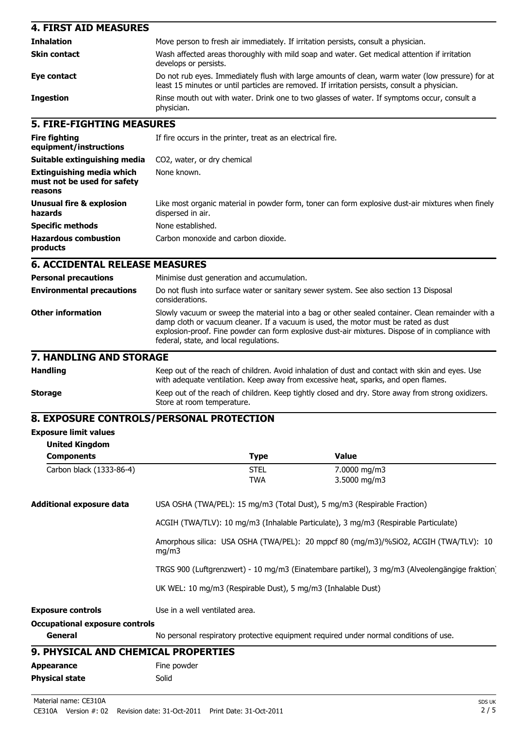## 4. FIRST AID MEASURES

| | |
|---|---|
| **Inhalation** | Move person to fresh air immediately. If irritation persists, consult a physician. |
| **Skin contact** | Wash affected areas thoroughly with mild soap and water. Get medical attention if irritation develops or persists. |
| **Eye contact** | Do not rub eyes. Immediately flush with large amounts of clean, warm water (low pressure) for at least 15 minutes or until particles are removed. If irritation persists, consult a physician. |
| **Ingestion** | Rinse mouth out with water. Drink one to two glasses of water. If symptoms occur, consult a physician. |

## 5. FIRE-FIGHTING MEASURES

| | |
|---|---|
| **Fire fighting equipment/instructions** | If fire occurs in the printer, treat as an electrical fire. |
| **Suitable extinguishing media** | $CO_2$, water, or dry chemical |
| **Extinguishing media which must not be used for safety reasons** | None known. |
| **Unusual fire & explosion hazards** | Like most organic material in powder form, toner can form explosive dust-air mixtures when finely dispersed in air. |
| **Specific methods** | None established. |
| **Hazardous combustion products** | Carbon monoxide and carbon dioxide. |

## 6. ACCIDENTAL RELEASE MEASURES

| | |
|---|---|
| **Personal precautions** | Minimise dust generation and accumulation. |
| **Environmental precautions** | Do not flush into surface water or sanitary sewer system. See also section 13 Disposal considerations. |
| **Other information** | Slowly vacuum or sweep the material into a bag or other sealed container. Clean remainder with a damp cloth or vacuum cleaner. If a vacuum is used, the motor must be rated as dust explosion-proof. Fine powder can form explosive dust-air mixtures. Dispose of in compliance with federal, state, and local regulations. |

## 7. HANDLING AND STORAGE

| | |
|---|---|
| **Handling** | Keep out of the reach of children. Avoid inhalation of dust and contact with skin and eyes. Use with adequate ventilation. Keep away from excessive heat, sparks, and open flames. |
| **Storage** | Keep out of the reach of children. Keep tightly closed and dry. Store away from strong oxidizers. Store at room temperature. |

## 8. EXPOSURE CONTROLS/PERSONAL PROTECTION

**Exposure limit values**

**United Kingdom**

| Components | Type | Value |
|---|---|---|
| Carbon black (1333-86-4) | STEL | 7.0000 mg/m3 |
| | TWA | 3.5000 mg/m3 |

**Additional exposure data**

USA OSHA (TWA/PEL): 15 mg/m3 (Total Dust), 5 mg/m3 (Respirable Fraction)

ACGIH (TWA/TLV): 10 mg/m3 (Inhalable Particulate), 3 mg/m3 (Respirable Particulate)

Amorphous silica: USA OSHA (TWA/PEL): 20 mppcf 80 (mg/m3)/%SiO2, ACGIH (TWA/TLV): 10 mg/m3

TRGS 900 (Luftgrenzwert) - 10 mg/m3 (Einatembare partikel), 3 mg/m3 (Alveolengängige fraktion)

UK WEL: 10 mg/m3 (Respirable Dust), 5 mg/m3 (Inhalable Dust)

**Exposure controls** Use in a well ventilated area.

**Occupational exposure controls**

**General** No personal respiratory protective equipment required under normal conditions of use.

## 9. PHYSICAL AND CHEMICAL PROPERTIES

| | |
|---|---|
| **Appearance** | Fine powder |
| **Physical state** | Solid |

Material name: CE310A

CE310A Version #: 02 Revision date: 31-Oct-2011 Print Date: 31-Oct-2011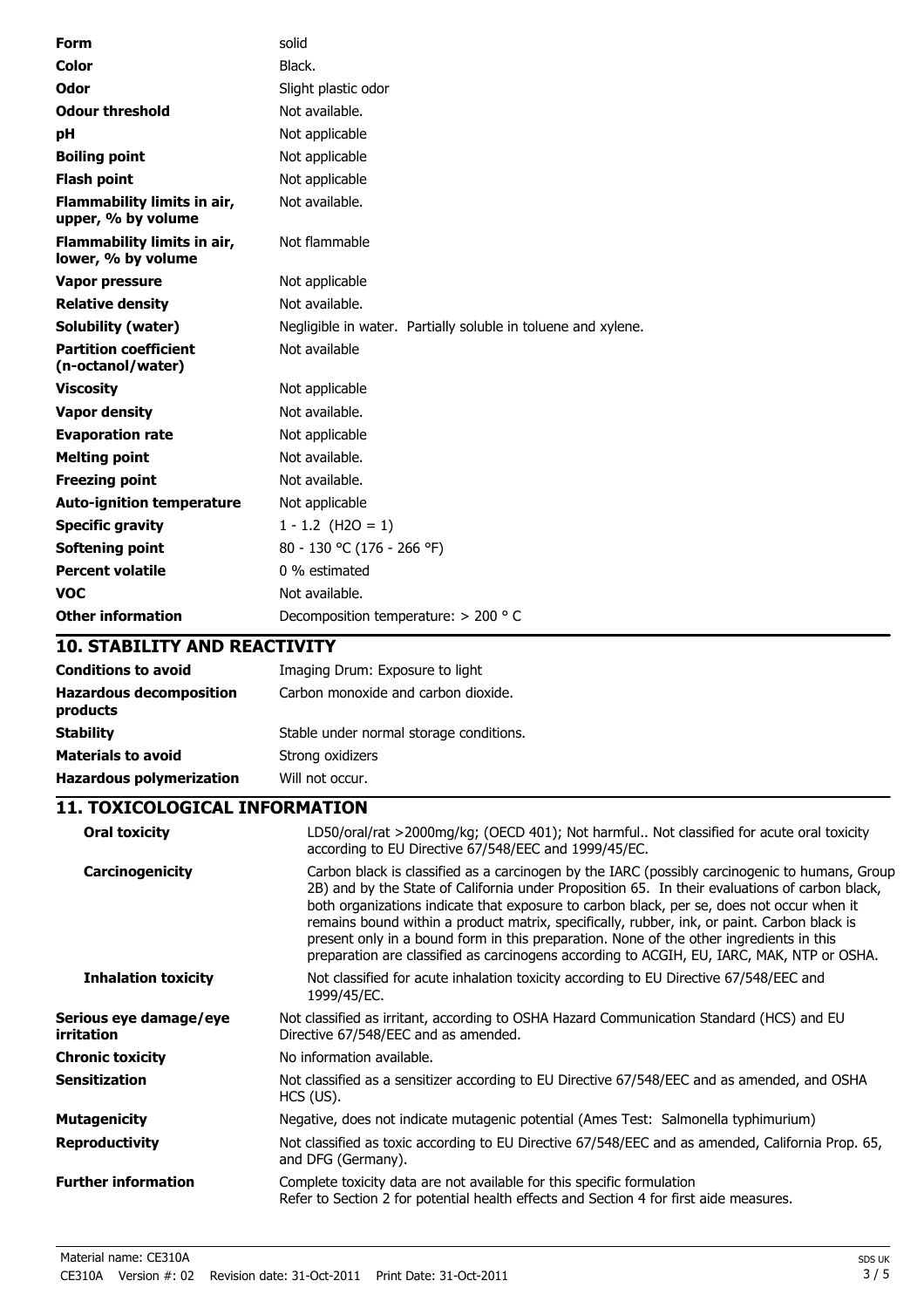| | |
|---|---|
| **Form** | solid |
| **Color** | Black. |
| **Odor** | Slight plastic odor |
| **Odour threshold** | Not available. |
| **pH** | Not applicable |
| **Boiling point** | Not applicable |
| **Flash point** | Not applicable |
| **Flammability limits in air, upper, % by volume** | Not available. |
| **Flammability limits in air, lower, % by volume** | Not flammable |
| **Vapor pressure** | Not applicable |
| **Relative density** | Not available. |
| **Solubility (water)** | Negligible in water. Partially soluble in toluene and xylene. |
| **Partition coefficient (n-octanol/water)** | Not available |
| **Viscosity** | Not applicable |
| **Vapor density** | Not available. |
| **Evaporation rate** | Not applicable |
| **Melting point** | Not available. |
| **Freezing point** | Not available. |
| **Auto-ignition temperature** | Not applicable |
| **Specific gravity** | 1 - 1.2 ($H2O$ = 1) |
| **Softening point** | 80 - 130 °C (176 - 266 °F) |
| **Percent volatile** | 0 % estimated |
| **VOC** | Not available. |
| **Other information** | Decomposition temperature: > 200 ° C |

## 10. STABILITY AND REACTIVITY

| | |
|---|---|
| **Conditions to avoid** | Imaging Drum: Exposure to light |
| **Hazardous decomposition products** | Carbon monoxide and carbon dioxide. |
| **Stability** | Stable under normal storage conditions. |
| **Materials to avoid** | Strong oxidizers |
| **Hazardous polymerization** | Will not occur. |

## 11. TOXICOLOGICAL INFORMATION

| | |
|---|---|
| **Oral toxicity** | LD50/oral/rat >2000mg/kg; (OECD 401); Not harmful.. Not classified for acute oral toxicity according to EU Directive 67/548/EEC and 1999/45/EC. |
| **Carcinogenicity** | Carbon black is classified as a carcinogen by the IARC (possibly carcinogenic to humans, Group 2B) and by the State of California under Proposition 65. In their evaluations of carbon black, both organizations indicate that exposure to carbon black, per se, does not occur when it remains bound within a product matrix, specifically, rubber, ink, or paint. Carbon black is present only in a bound form in this preparation. None of the other ingredients in this preparation are classified as carcinogens according to ACGIH, EU, IARC, MAK, NTP or OSHA. |
| **Inhalation toxicity** | Not classified for acute inhalation toxicity according to EU Directive 67/548/EEC and 1999/45/EC. |
| **Serious eye damage/eye irritation** | Not classified as irritant, according to OSHA Hazard Communication Standard (HCS) and EU Directive 67/548/EEC and as amended. |
| **Chronic toxicity** | No information available. |
| **Sensitization** | Not classified as a sensitizer according to EU Directive 67/548/EEC and as amended, and OSHA HCS (US). |
| **Mutagenicity** | Negative, does not indicate mutagenic potential (Ames Test: Salmonella typhimurium) |
| **Reproductivity** | Not classified as toxic according to EU Directive 67/548/EEC and as amended, California Prop. 65, and DFG (Germany). |
| **Further information** | Complete toxicity data are not available for this specific formulation<br>Refer to Section 2 for potential health effects and Section 4 for first aide measures. |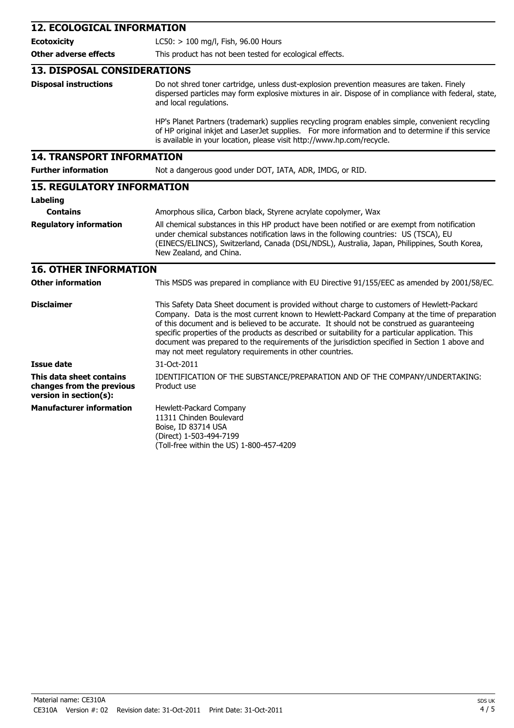## 12. ECOLOGICAL INFORMATION

| | |
|---|---|
| **Ecotoxicity** | LC50: > 100 mg/l, Fish, 96.00 Hours |
| **Other adverse effects** | This product has not been tested for ecological effects. |

## 13. DISPOSAL CONSIDERATIONS

**Disposal instructions**

Do not shred toner cartridge, unless dust-explosion prevention measures are taken. Finely dispersed particles may form explosive mixtures in air. Dispose of in compliance with federal, state, and local regulations.

HP's Planet Partners (trademark) supplies recycling program enables simple, convenient recycling of HP original inkjet and LaserJet supplies. For more information and to determine if this service is available in your location, please visit http://www.hp.com/recycle.

## 14. TRANSPORT INFORMATION

**Further information** Not a dangerous good under DOT, IATA, ADR, IMDG, or RID.

## 15. REGULATORY INFORMATION

**Labeling**

**Contains** Amorphous silica, Carbon black, Styrene acrylate copolymer, Wax

**Regulatory information** All chemical substances in this HP product have been notified or are exempt from notification under chemical substances notification laws in the following countries: US (TSCA), EU (EINECS/ELINCS), Switzerland, Canada (DSL/NDSL), Australia, Japan, Philippines, South Korea, New Zealand, and China.

## 16. OTHER INFORMATION

**Other information** This MSDS was prepared in compliance with EU Directive 91/155/EEC as amended by 2001/58/EC.

**Disclaimer** This Safety Data Sheet document is provided without charge to customers of Hewlett-Packard Company. Data is the most current known to Hewlett-Packard Company at the time of preparation of this document and is believed to be accurate. It should not be construed as guaranteeing specific properties of the products as described or suitability for a particular application. This document was prepared to the requirements of the jurisdiction specified in Section 1 above and may not meet regulatory requirements in other countries.

**Issue date** 31-Oct-2011

**This data sheet contains changes from the previous version in section(s):** IDENTIFICATION OF THE SUBSTANCE/PREPARATION AND OF THE COMPANY/UNDERTAKING: Product use

**Manufacturer information**

Hewlett-Packard Company
11311 Chinden Boulevard
Boise, ID 83714 USA
(Direct) 1-503-494-7199
(Toll-free within the US) 1-800-457-4209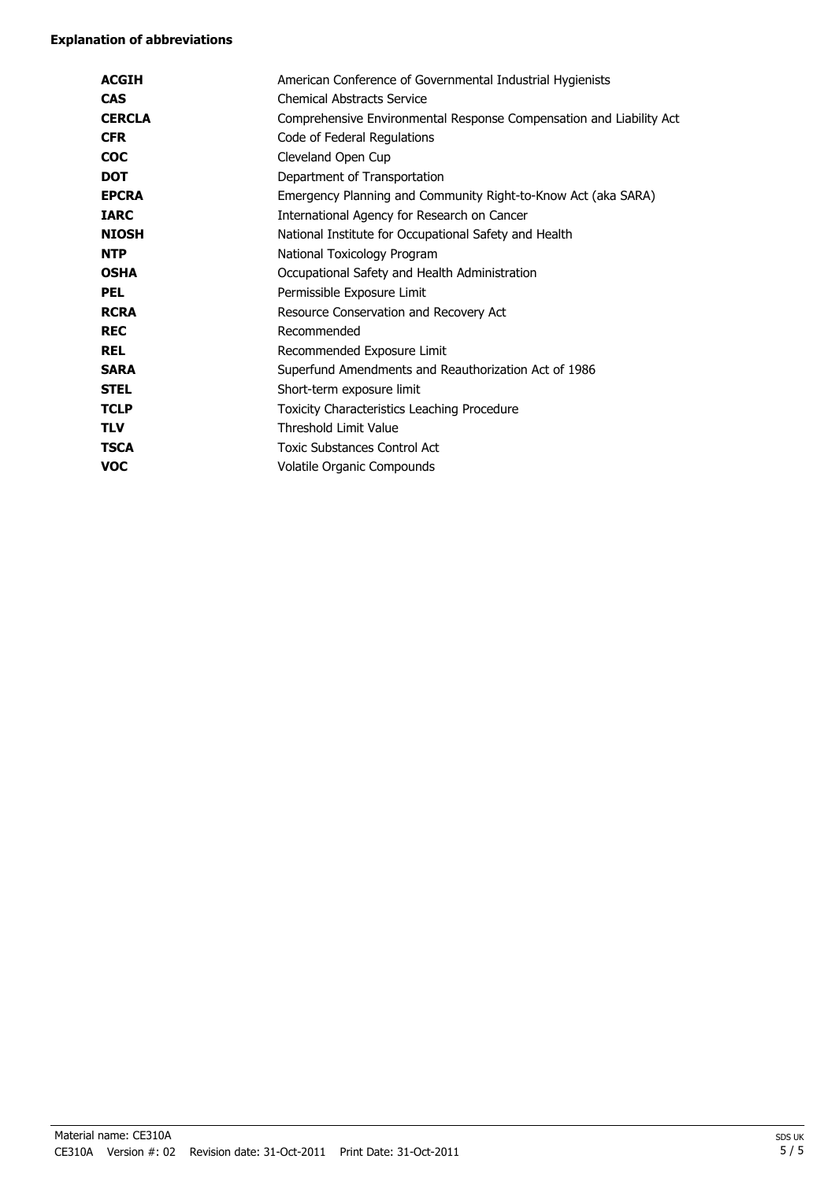**Explanation of abbreviations**

| | |
|---|---|
| **ACGIH** | American Conference of Governmental Industrial Hygienists |
| **CAS** | Chemical Abstracts Service |
| **CERCLA** | Comprehensive Environmental Response Compensation and Liability Act |
| **CFR** | Code of Federal Regulations |
| **COC** | Cleveland Open Cup |
| **DOT** | Department of Transportation |
| **EPCRA** | Emergency Planning and Community Right-to-Know Act (aka SARA) |
| **IARC** | International Agency for Research on Cancer |
| **NIOSH** | National Institute for Occupational Safety and Health |
| **NTP** | National Toxicology Program |
| **OSHA** | Occupational Safety and Health Administration |
| **PEL** | Permissible Exposure Limit |
| **RCRA** | Resource Conservation and Recovery Act |
| **REC** | Recommended |
| **REL** | Recommended Exposure Limit |
| **SARA** | Superfund Amendments and Reauthorization Act of 1986 |
| **STEL** | Short-term exposure limit |
| **TCLP** | Toxicity Characteristics Leaching Procedure |
| **TLV** | Threshold Limit Value |
| **TSCA** | Toxic Substances Control Act |
| **VOC** | Volatile Organic Compounds |